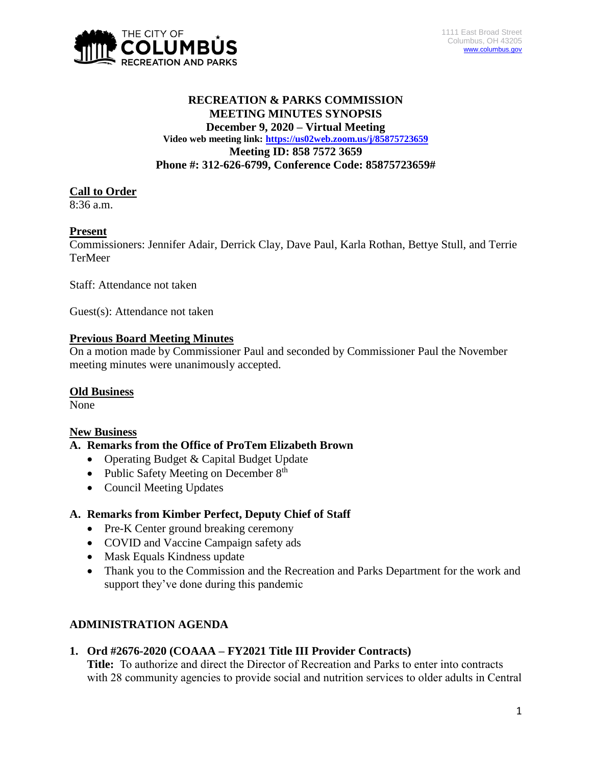THE CITY OF **COLUMBUS** RECREATION AND PARKS

1111 East Broad Street
Columbus, OH 43205
www.columbus.gov

**RECREATION & PARKS COMMISSION**
**MEETING MINUTES SYNOPSIS**
**December 9, 2020 – Virtual Meeting**
**Video web meeting link: https://us02web.zoom.us/j/85875723659**
**Meeting ID: 858 7572 3659**
**Phone #: 312-626-6799, Conference Code: 85875723659#**

## Call to Order

8:36 a.m.

## Present

Commissioners: Jennifer Adair, Derrick Clay, Dave Paul, Karla Rothan, Bettye Stull, and Terrie TerMeer

Staff: Attendance not taken

Guest(s): Attendance not taken

## Previous Board Meeting Minutes

On a motion made by Commissioner Paul and seconded by Commissioner Paul the November meeting minutes were unanimously accepted.

## Old Business

None

## New Business

### A. Remarks from the Office of ProTem Elizabeth Brown

- Operating Budget & Capital Budget Update
- Public Safety Meeting on December 8th
- Council Meeting Updates

### A. Remarks from Kimber Perfect, Deputy Chief of Staff

- Pre-K Center ground breaking ceremony
- COVID and Vaccine Campaign safety ads
- Mask Equals Kindness update
- Thank you to the Commission and the Recreation and Parks Department for the work and support they've done during this pandemic

## ADMINISTRATION AGENDA

**1. Ord #2676-2020 (COAAA – FY2021 Title III Provider Contracts)**
**Title:** To authorize and direct the Director of Recreation and Parks to enter into contracts with 28 community agencies to provide social and nutrition services to older adults in Central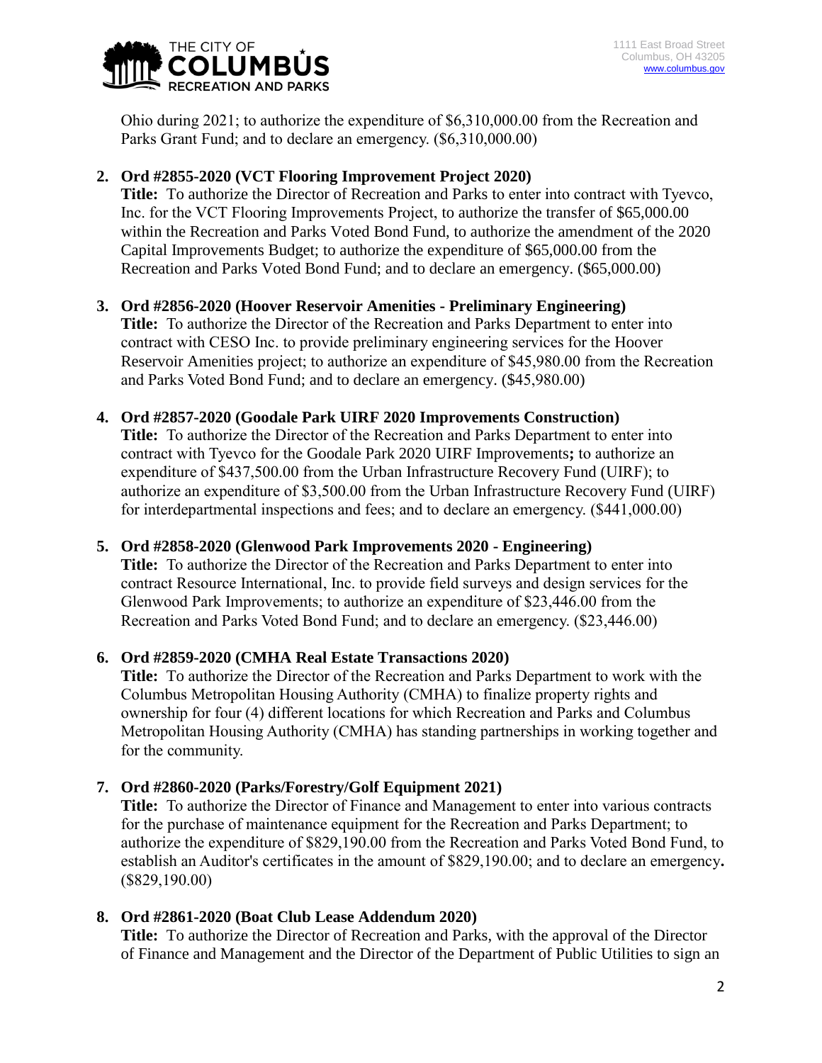Ohio during 2021; to authorize the expenditure of $6,310,000.00 from the Recreation and Parks Grant Fund; and to declare an emergency. ($6,310,000.00)

2. **Ord #2855-2020 (VCT Flooring Improvement Project 2020)**
   **Title:** To authorize the Director of Recreation and Parks to enter into contract with Tyevco, Inc. for the VCT Flooring Improvements Project, to authorize the transfer of $65,000.00 within the Recreation and Parks Voted Bond Fund, to authorize the amendment of the 2020 Capital Improvements Budget; to authorize the expenditure of $65,000.00 from the Recreation and Parks Voted Bond Fund; and to declare an emergency. ($65,000.00)

3. **Ord #2856-2020 (Hoover Reservoir Amenities - Preliminary Engineering)**
   **Title:** To authorize the Director of the Recreation and Parks Department to enter into contract with CESO Inc. to provide preliminary engineering services for the Hoover Reservoir Amenities project; to authorize an expenditure of $45,980.00 from the Recreation and Parks Voted Bond Fund; and to declare an emergency. ($45,980.00)

4. **Ord #2857-2020 (Goodale Park UIRF 2020 Improvements Construction)**
   **Title:** To authorize the Director of the Recreation and Parks Department to enter into contract with Tyevco for the Goodale Park 2020 UIRF Improvements**;** to authorize an expenditure of $437,500.00 from the Urban Infrastructure Recovery Fund (UIRF); to authorize an expenditure of $3,500.00 from the Urban Infrastructure Recovery Fund (UIRF) for interdepartmental inspections and fees; and to declare an emergency. ($441,000.00)

5. **Ord #2858-2020 (Glenwood Park Improvements 2020 - Engineering)**
   **Title:** To authorize the Director of the Recreation and Parks Department to enter into contract Resource International, Inc. to provide field surveys and design services for the Glenwood Park Improvements; to authorize an expenditure of $23,446.00 from the Recreation and Parks Voted Bond Fund; and to declare an emergency. ($23,446.00)

6. **Ord #2859-2020 (CMHA Real Estate Transactions 2020)**
   **Title:** To authorize the Director of the Recreation and Parks Department to work with the Columbus Metropolitan Housing Authority (CMHA) to finalize property rights and ownership for four (4) different locations for which Recreation and Parks and Columbus Metropolitan Housing Authority (CMHA) has standing partnerships in working together and for the community.

7. **Ord #2860-2020 (Parks/Forestry/Golf Equipment 2021)**
   **Title:** To authorize the Director of Finance and Management to enter into various contracts for the purchase of maintenance equipment for the Recreation and Parks Department; to authorize the expenditure of $829,190.00 from the Recreation and Parks Voted Bond Fund, to establish an Auditor's certificates in the amount of $829,190.00; and to declare an emergency**.** ($829,190.00)

8. **Ord #2861-2020 (Boat Club Lease Addendum 2020)**
   **Title:** To authorize the Director of Recreation and Parks, with the approval of the Director of Finance and Management and the Director of the Department of Public Utilities to sign an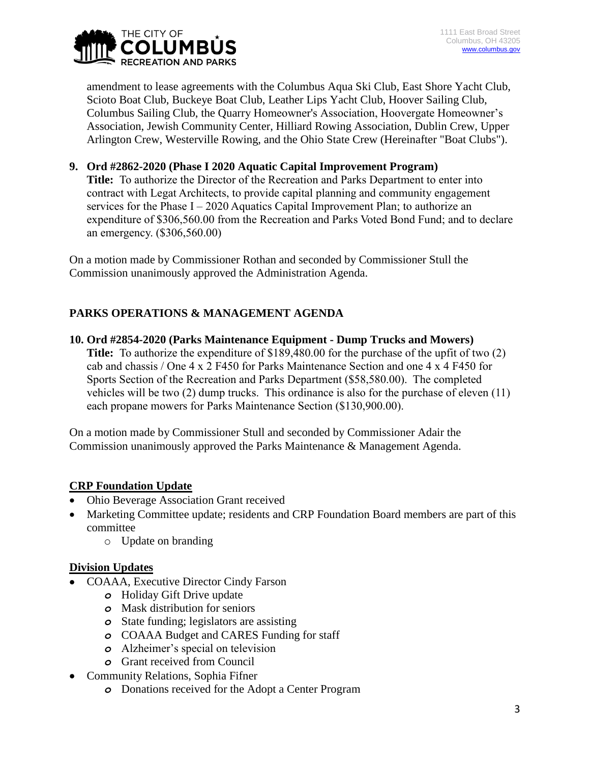amendment to lease agreements with the Columbus Aqua Ski Club, East Shore Yacht Club, Scioto Boat Club, Buckeye Boat Club, Leather Lips Yacht Club, Hoover Sailing Club, Columbus Sailing Club, the Quarry Homeowner's Association, Hoovergate Homeowner's Association, Jewish Community Center, Hilliard Rowing Association, Dublin Crew, Upper Arlington Crew, Westerville Rowing, and the Ohio State Crew (Hereinafter "Boat Clubs").

**9. Ord #2862-2020 (Phase I 2020 Aquatic Capital Improvement Program)**
**Title:** To authorize the Director of the Recreation and Parks Department to enter into contract with Legat Architects, to provide capital planning and community engagement services for the Phase I – 2020 Aquatics Capital Improvement Plan; to authorize an expenditure of $306,560.00 from the Recreation and Parks Voted Bond Fund; and to declare an emergency. ($306,560.00)

On a motion made by Commissioner Rothan and seconded by Commissioner Stull the Commission unanimously approved the Administration Agenda.

## PARKS OPERATIONS & MANAGEMENT AGENDA

**10. Ord #2854-2020 (Parks Maintenance Equipment - Dump Trucks and Mowers)**
**Title:** To authorize the expenditure of $189,480.00 for the purchase of the upfit of two (2) cab and chassis / One 4 x 2 F450 for Parks Maintenance Section and one 4 x 4 F450 for Sports Section of the Recreation and Parks Department ($58,580.00). The completed vehicles will be two (2) dump trucks. This ordinance is also for the purchase of eleven (11) each propane mowers for Parks Maintenance Section ($130,900.00).

On a motion made by Commissioner Stull and seconded by Commissioner Adair the Commission unanimously approved the Parks Maintenance & Management Agenda.

### CRP Foundation Update

- Ohio Beverage Association Grant received
- Marketing Committee update; residents and CRP Foundation Board members are part of this committee
  - Update on branding

### Division Updates

- COAAA, Executive Director Cindy Farson
  - Holiday Gift Drive update
  - Mask distribution for seniors
  - State funding; legislators are assisting
  - COAAA Budget and CARES Funding for staff
  - Alzheimer's special on television
  - Grant received from Council
- Community Relations, Sophia Fifner
  - Donations received for the Adopt a Center Program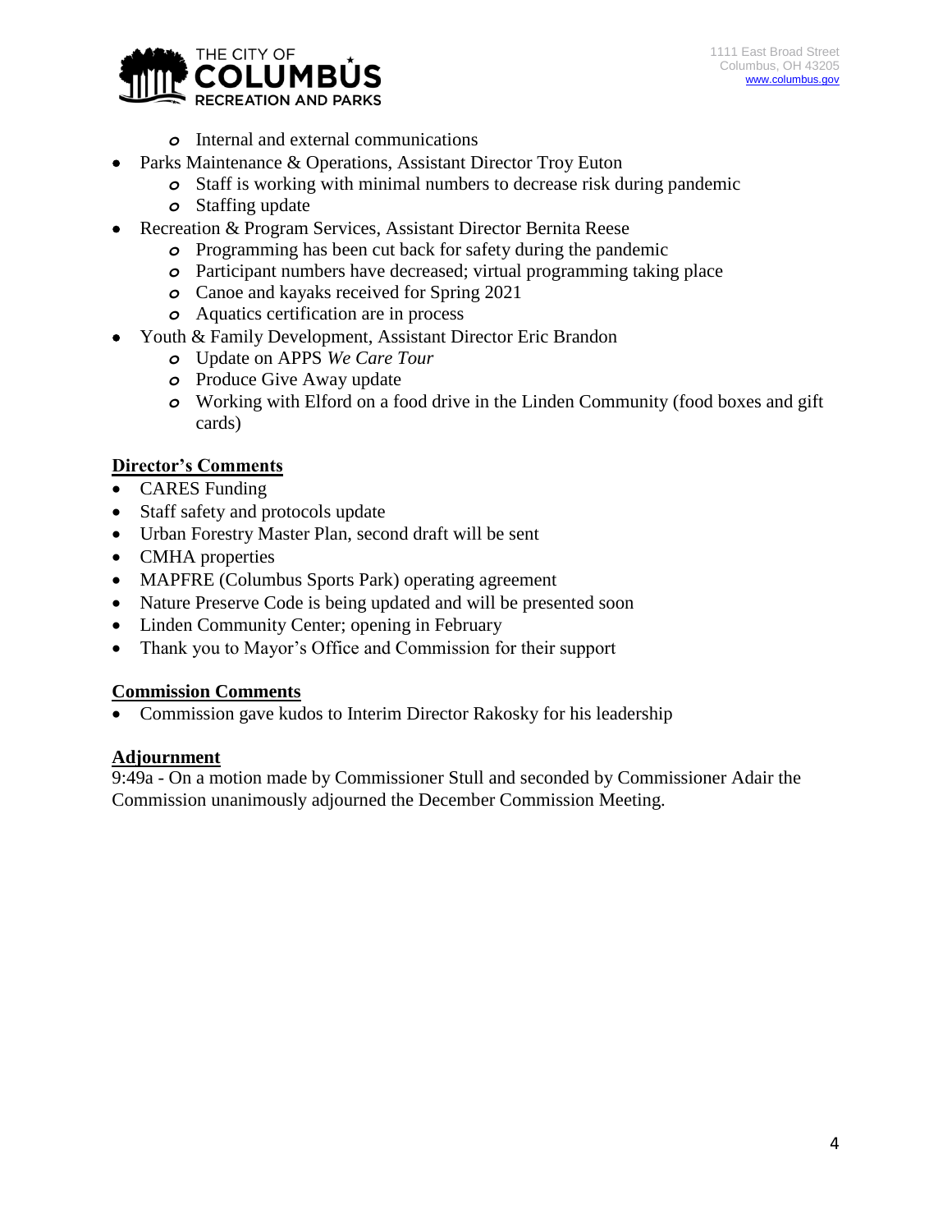- Internal and external communications
- Parks Maintenance & Operations, Assistant Director Troy Euton
  - Staff is working with minimal numbers to decrease risk during pandemic
  - Staffing update
- Recreation & Program Services, Assistant Director Bernita Reese
  - Programming has been cut back for safety during the pandemic
  - Participant numbers have decreased; virtual programming taking place
  - Canoe and kayaks received for Spring 2021
  - Aquatics certification are in process
- Youth & Family Development, Assistant Director Eric Brandon
  - Update on APPS *We Care Tour*
  - Produce Give Away update
  - Working with Elford on a food drive in the Linden Community (food boxes and gift cards)

## Director's Comments

- CARES Funding
- Staff safety and protocols update
- Urban Forestry Master Plan, second draft will be sent
- CMHA properties
- MAPFRE (Columbus Sports Park) operating agreement
- Nature Preserve Code is being updated and will be presented soon
- Linden Community Center; opening in February
- Thank you to Mayor's Office and Commission for their support

## Commission Comments

- Commission gave kudos to Interim Director Rakosky for his leadership

## Adjournment

9:49a - On a motion made by Commissioner Stull and seconded by Commissioner Adair the Commission unanimously adjourned the December Commission Meeting.